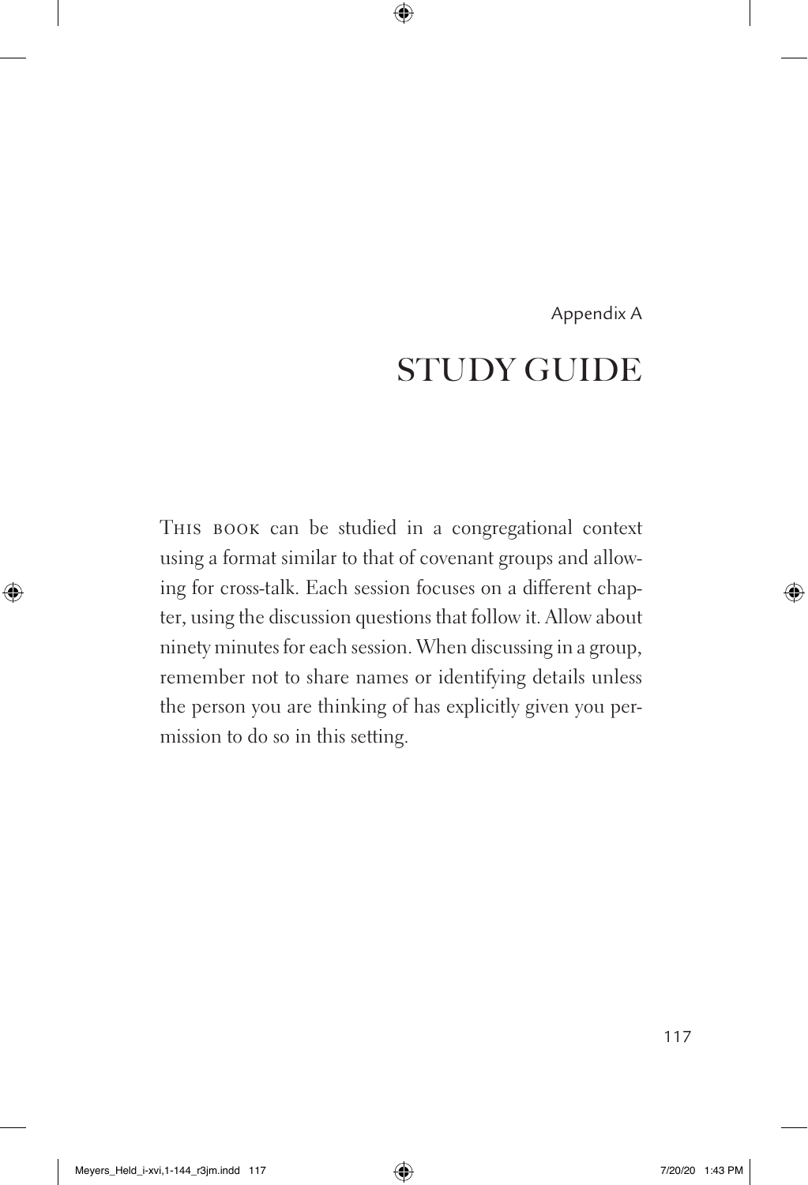Appendix A

# STUDY GUIDE

This book can be studied in a congregational context using a format similar to that of covenant groups and allowing for cross-talk. Each session focuses on a different chapter, using the discussion questions that follow it. Allow about ninety minutes for each session. When discussing in a group, remember not to share names or identifying details unless the person you are thinking of has explicitly given you permission to do so in this setting.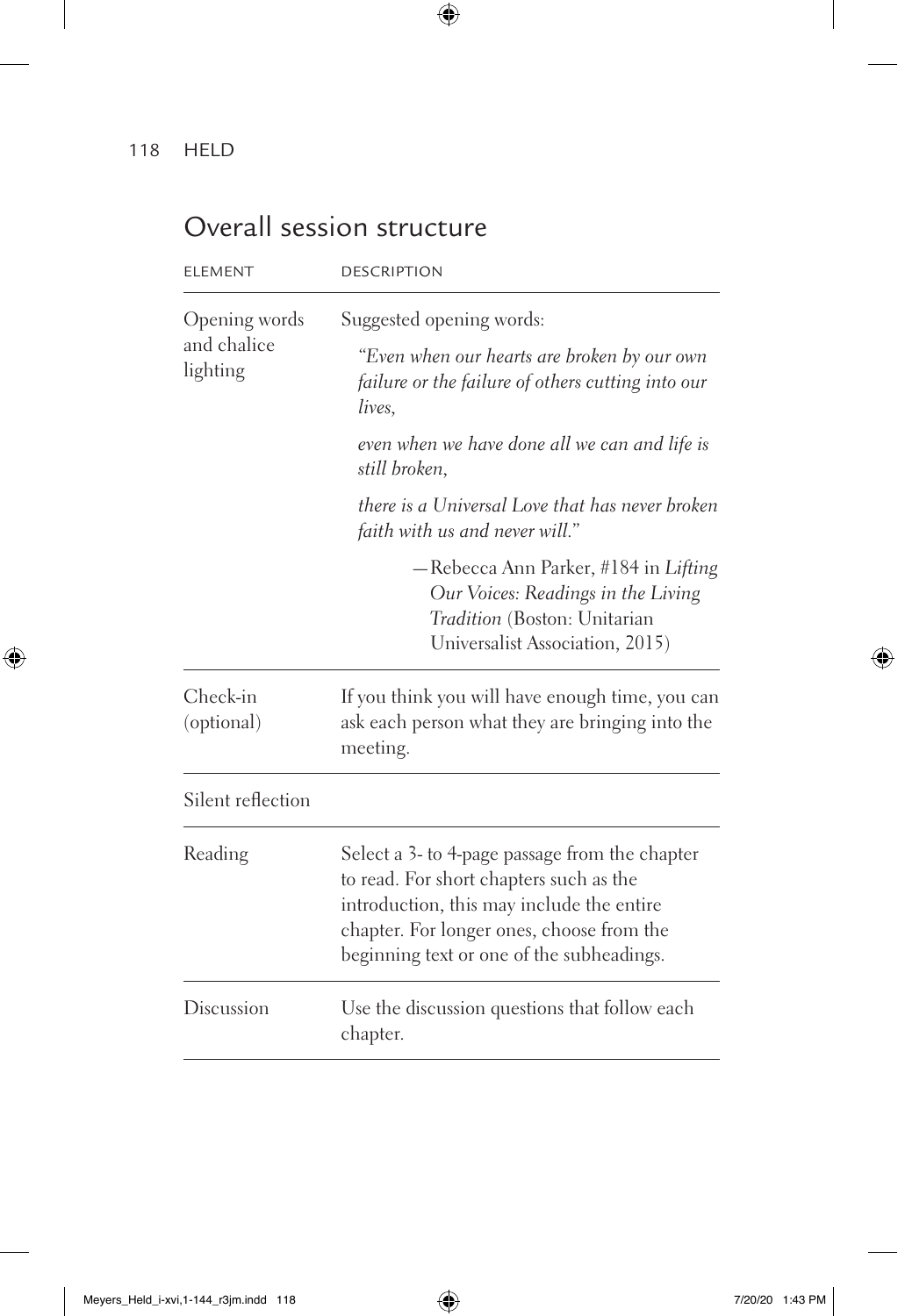## Overall session structure

| ELEMENT | DESCRIPTION |
|---|---|
| Opening words and chalice lighting | Suggested opening words:<br>*"Even when our hearts are broken by our own failure or the failure of others cutting into our lives,*<br>*even when we have done all we can and life is still broken,*<br>*there is a Universal Love that has never broken faith with us and never will."*<br>—Rebecca Ann Parker, #184 in *Lifting Our Voices: Readings in the Living Tradition* (Boston: Unitarian Universalist Association, 2015) |
| Check-in (optional) | If you think you will have enough time, you can ask each person what they are bringing into the meeting. |
| Silent reflection | |
| Reading | Select a 3- to 4-page passage from the chapter to read. For short chapters such as the introduction, this may include the entire chapter. For longer ones, choose from the beginning text or one of the subheadings. |
| Discussion | Use the discussion questions that follow each chapter. |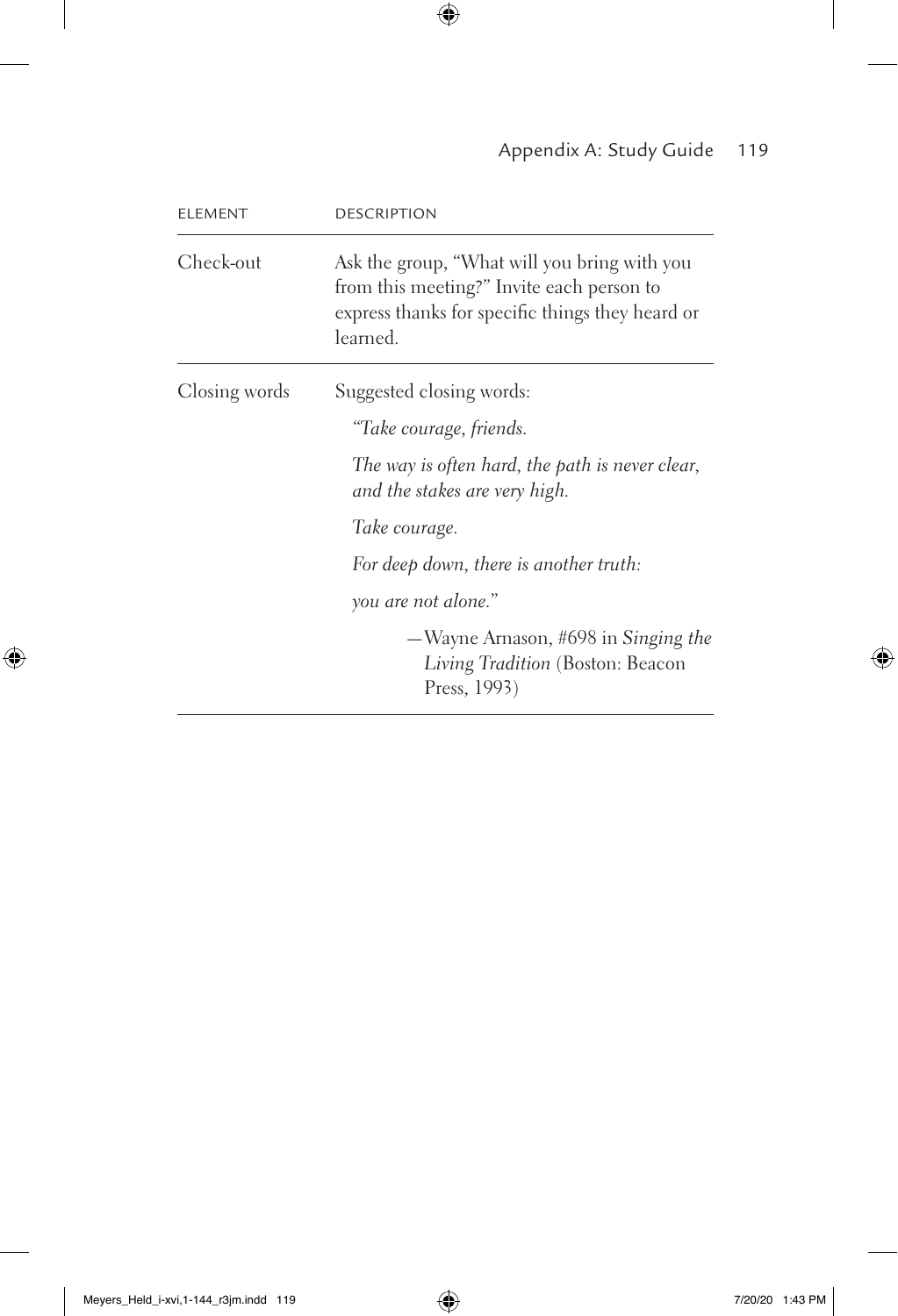| ELEMENT | DESCRIPTION |
|---|---|
| Check-out | Ask the group, "What will you bring with you from this meeting?" Invite each person to express thanks for specific things they heard or learned. |
| Closing words | Suggested closing words:<br><br>*"Take courage, friends.*<br><br>*The way is often hard, the path is never clear, and the stakes are very high.*<br><br>*Take courage.*<br><br>*For deep down, there is another truth:*<br><br>*you are not alone."*<br><br>—Wayne Arnason, #698 in *Singing the Living Tradition* (Boston: Beacon Press, 1993) |